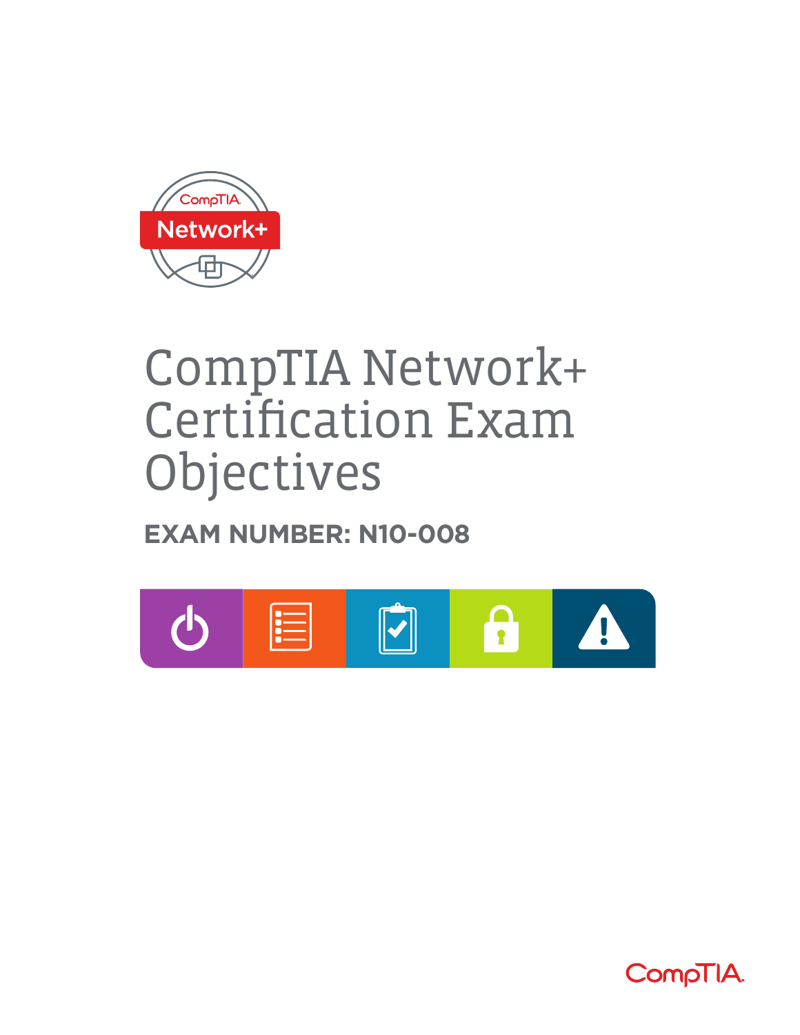# CompTIA Network+ Certification Exam Objectives

**EXAM NUMBER: N10-008**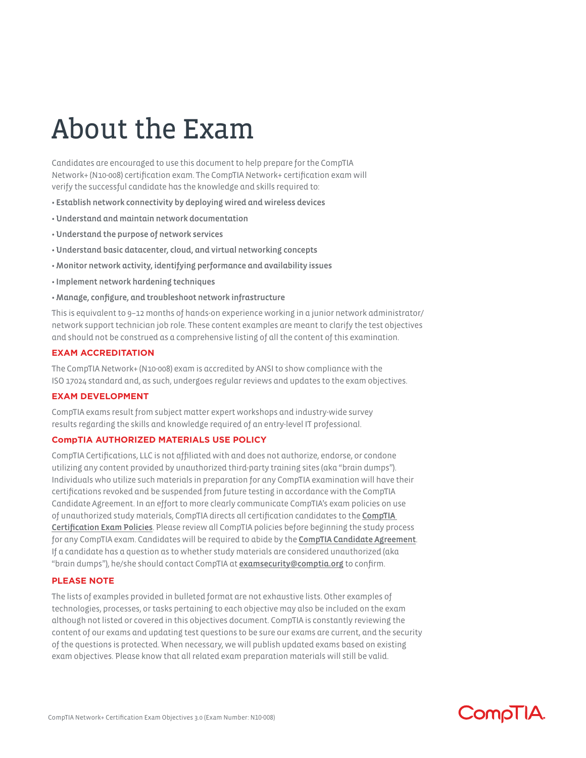# About the Exam

Candidates are encouraged to use this document to help prepare for the CompTIA Network+ (N10-008) certification exam. The CompTIA Network+ certification exam will verify the successful candidate has the knowledge and skills required to:

- **Establish network connectivity by deploying wired and wireless devices**
- **Understand and maintain network documentation**
- **Understand the purpose of network services**
- **Understand basic datacenter, cloud, and virtual networking concepts**
- **Monitor network activity, identifying performance and availability issues**
- **Implement network hardening techniques**
- **Manage, configure, and troubleshoot network infrastructure**

This is equivalent to 9–12 months of hands-on experience working in a junior network administrator/ network support technician job role. These content examples are meant to clarify the test objectives and should not be construed as a comprehensive listing of all the content of this examination.

## EXAM ACCREDITATION

The CompTIA Network+ (N10-008) exam is accredited by ANSI to show compliance with the ISO 17024 standard and, as such, undergoes regular reviews and updates to the exam objectives.

## EXAM DEVELOPMENT

CompTIA exams result from subject matter expert workshops and industry-wide survey results regarding the skills and knowledge required of an entry-level IT professional.

## CompTIA AUTHORIZED MATERIALS USE POLICY

CompTIA Certifications, LLC is not affiliated with and does not authorize, endorse, or condone utilizing any content provided by unauthorized third-party training sites (aka "brain dumps"). Individuals who utilize such materials in preparation for any CompTIA examination will have their certifications revoked and be suspended from future testing in accordance with the CompTIA Candidate Agreement. In an effort to more clearly communicate CompTIA's exam policies on use of unauthorized study materials, CompTIA directs all certification candidates to the **CompTIA Certification Exam Policies**. Please review all CompTIA policies before beginning the study process for any CompTIA exam. Candidates will be required to abide by the **CompTIA Candidate Agreement**. If a candidate has a question as to whether study materials are considered unauthorized (aka "brain dumps"), he/she should contact CompTIA at **examsecurity@comptia.org** to confirm.

## PLEASE NOTE

The lists of examples provided in bulleted format are not exhaustive lists. Other examples of technologies, processes, or tasks pertaining to each objective may also be included on the exam although not listed or covered in this objectives document. CompTIA is constantly reviewing the content of our exams and updating test questions to be sure our exams are current, and the security of the questions is protected. When necessary, we will publish updated exams based on existing exam objectives. Please know that all related exam preparation materials will still be valid.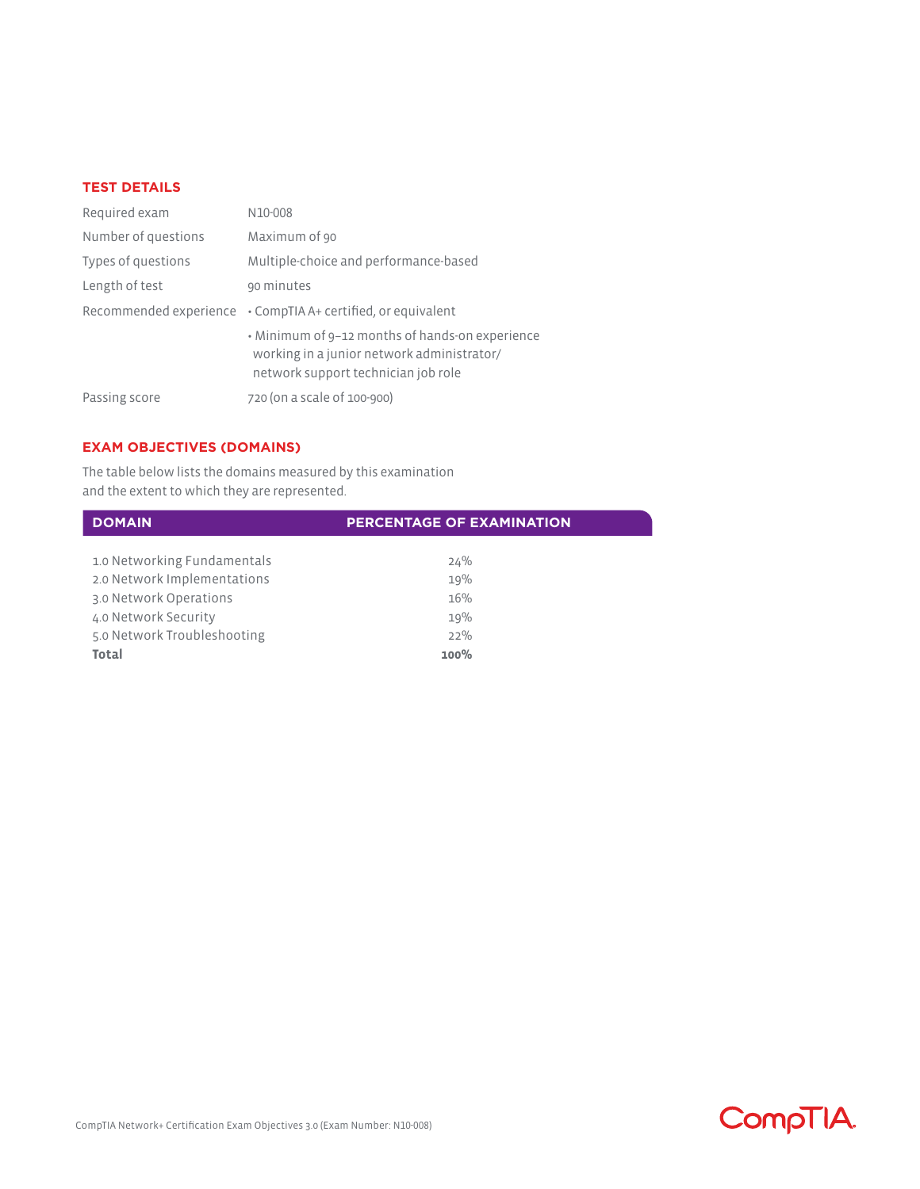## TEST DETAILS

| | |
|---|---|
| Required exam | N10-008 |
| Number of questions | Maximum of 90 |
| Types of questions | Multiple-choice and performance-based |
| Length of test | 90 minutes |
| Recommended experience | • CompTIA A+ certified, or equivalent<br>• Minimum of 9–12 months of hands-on experience working in a junior network administrator/network support technician job role |
| Passing score | 720 (on a scale of 100-900) |

## EXAM OBJECTIVES (DOMAINS)

The table below lists the domains measured by this examination and the extent to which they are represented.

| DOMAIN | PERCENTAGE OF EXAMINATION |
|---|---|
| 1.0 Networking Fundamentals | 24% |
| 2.0 Network Implementations | 19% |
| 3.0 Network Operations | 16% |
| 4.0 Network Security | 19% |
| 5.0 Network Troubleshooting | 22% |
| **Total** | **100%** |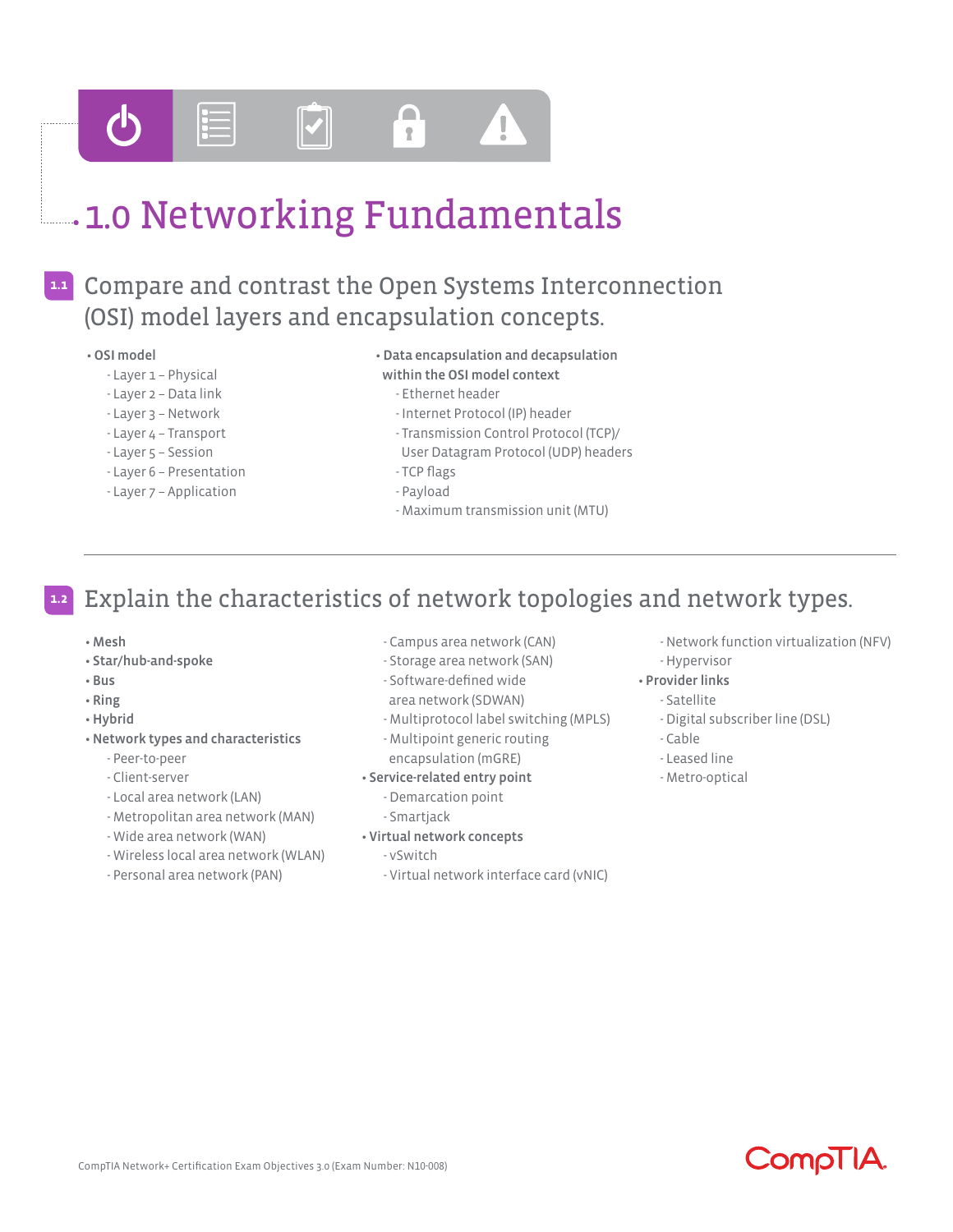# 1.0 Networking Fundamentals

## 1.1 Compare and contrast the Open Systems Interconnection (OSI) model layers and encapsulation concepts.

- **OSI model**
  - Layer 1 – Physical
  - Layer 2 – Data link
  - Layer 3 – Network
  - Layer 4 – Transport
  - Layer 5 – Session
  - Layer 6 – Presentation
  - Layer 7 – Application
- **Data encapsulation and decapsulation within the OSI model context**
  - Ethernet header
  - Internet Protocol (IP) header
  - Transmission Control Protocol (TCP)/ User Datagram Protocol (UDP) headers
  - TCP flags
  - Payload
  - Maximum transmission unit (MTU)

---

## 1.2 Explain the characteristics of network topologies and network types.

- **Mesh**
- **Star/hub-and-spoke**
- **Bus**
- **Ring**
- **Hybrid**
- **Network types and characteristics**
  - Peer-to-peer
  - Client-server
  - Local area network (LAN)
  - Metropolitan area network (MAN)
  - Wide area network (WAN)
  - Wireless local area network (WLAN)
  - Personal area network (PAN)
  - Campus area network (CAN)
  - Storage area network (SAN)
  - Software-defined wide area network (SDWAN)
  - Multiprotocol label switching (MPLS)
  - Multipoint generic routing encapsulation (mGRE)
- **Service-related entry point**
  - Demarcation point
  - Smartjack
- **Virtual network concepts**
  - vSwitch
  - Virtual network interface card (vNIC)
  - Network function virtualization (NFV)
  - Hypervisor
- **Provider links**
  - Satellite
  - Digital subscriber line (DSL)
  - Cable
  - Leased line
  - Metro-optical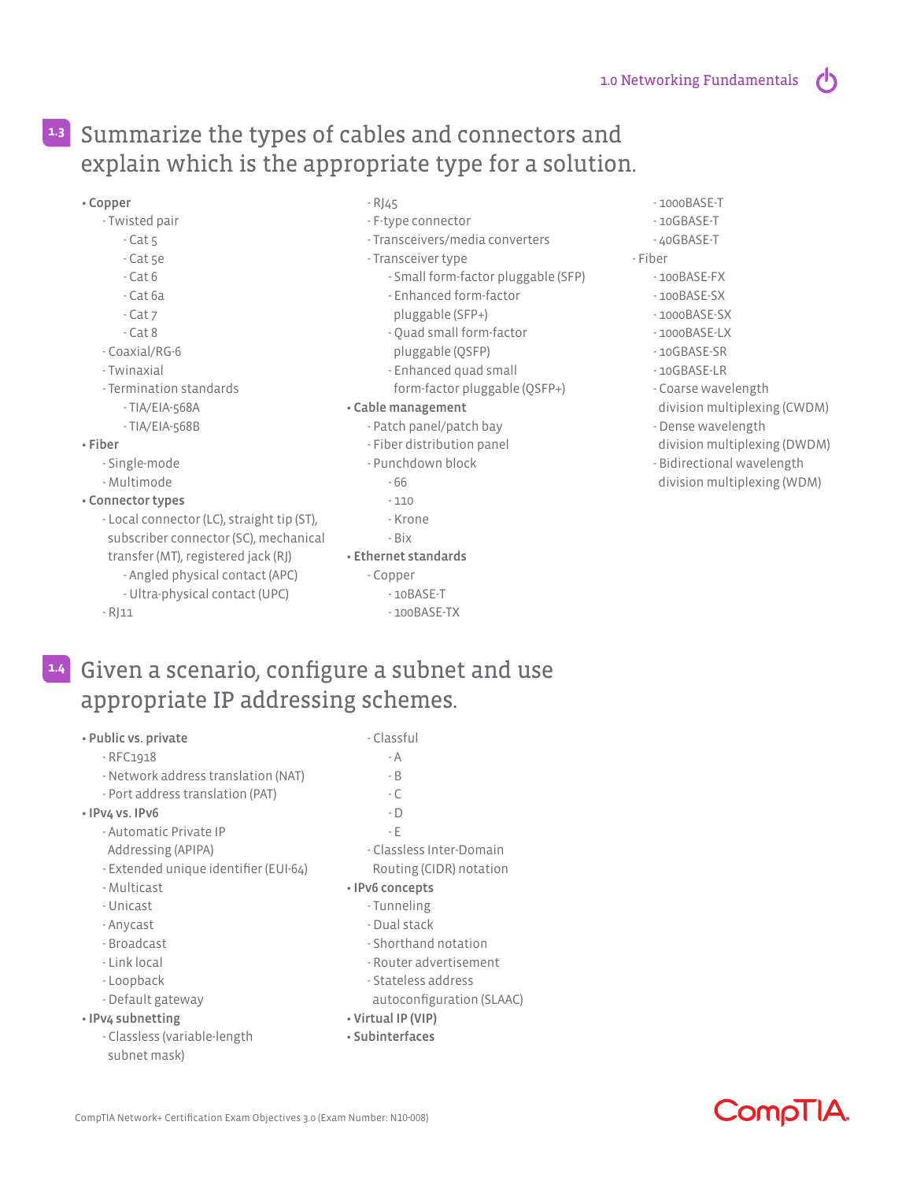## 1.3 Summarize the types of cables and connectors and explain which is the appropriate type for a solution.

- **Copper**
  - Twisted pair
    - Cat 5
    - Cat 5e
    - Cat 6
    - Cat 6a
    - Cat 7
    - Cat 8
  - Coaxial/RG-6
  - Twinaxial
  - Termination standards
    - TIA/EIA-568A
    - TIA/EIA-568B
- **Fiber**
  - Single-mode
  - Multimode
- **Connector types**
  - Local connector (LC), straight tip (ST), subscriber connector (SC), mechanical transfer (MT), registered jack (RJ)
    - Angled physical contact (APC)
    - Ultra-physical contact (UPC)
  - RJ11
  - RJ45
  - F-type connector
  - Transceivers/media converters
  - Transceiver type
    - Small form-factor pluggable (SFP)
    - Enhanced form-factor pluggable (SFP+)
    - Quad small form-factor pluggable (QSFP)
    - Enhanced quad small form-factor pluggable (QSFP+)
- **Cable management**
  - Patch panel/patch bay
  - Fiber distribution panel
  - Punchdown block
    - 66
    - 110
    - Krone
    - Bix
- **Ethernet standards**
  - Copper
    - 10BASE-T
    - 100BASE-TX
    - 1000BASE-T
    - 10GBASE-T
    - 40GBASE-T
  - Fiber
    - 100BASE-FX
    - 100BASE-SX
    - 1000BASE-SX
    - 1000BASE-LX
    - 10GBASE-SR
    - 10GBASE-LR
    - Coarse wavelength division multiplexing (CWDM)
    - Dense wavelength division multiplexing (DWDM)
    - Bidirectional wavelength division multiplexing (WDM)

## 1.4 Given a scenario, configure a subnet and use appropriate IP addressing schemes.

- **Public vs. private**
  - RFC1918
  - Network address translation (NAT)
  - Port address translation (PAT)
- **IPv4 vs. IPv6**
  - Automatic Private IP Addressing (APIPA)
  - Extended unique identifier (EUI-64)
  - Multicast
  - Unicast
  - Anycast
  - Broadcast
  - Link local
  - Loopback
  - Default gateway
- **IPv4 subnetting**
  - Classless (variable-length subnet mask)
  - Classful
    - A
    - B
    - C
    - D
    - E
  - Classless Inter-Domain Routing (CIDR) notation
- **IPv6 concepts**
  - Tunneling
  - Dual stack
  - Shorthand notation
  - Router advertisement
  - Stateless address autoconfiguration (SLAAC)
- **Virtual IP (VIP)**
- **Subinterfaces**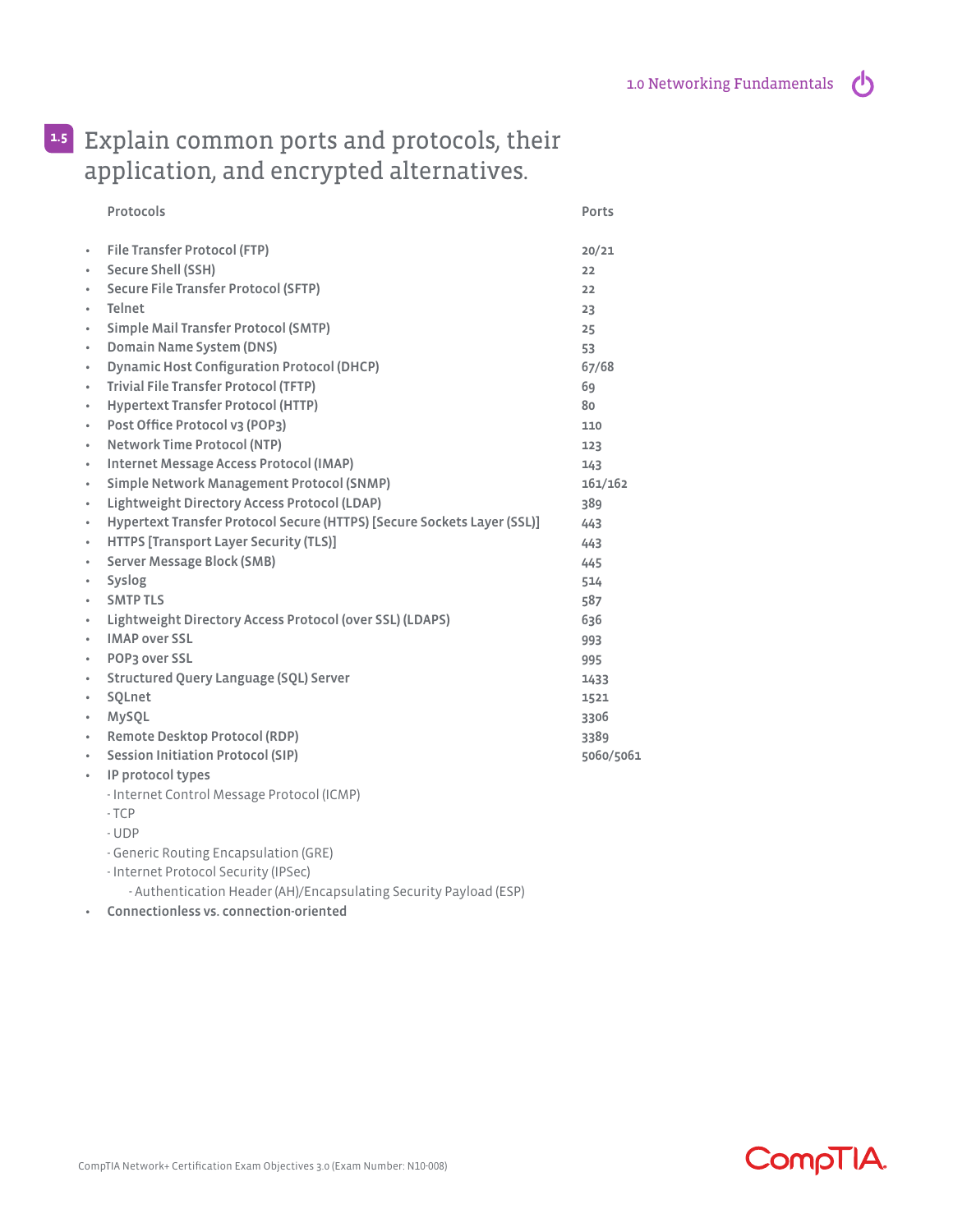## 1.5 Explain common ports and protocols, their application, and encrypted alternatives.

| Protocols | Ports |
|---|---|
| • File Transfer Protocol (FTP) | 20/21 |
| • Secure Shell (SSH) | 22 |
| • Secure File Transfer Protocol (SFTP) | 22 |
| • Telnet | 23 |
| • Simple Mail Transfer Protocol (SMTP) | 25 |
| • Domain Name System (DNS) | 53 |
| • Dynamic Host Configuration Protocol (DHCP) | 67/68 |
| • Trivial File Transfer Protocol (TFTP) | 69 |
| • Hypertext Transfer Protocol (HTTP) | 80 |
| • Post Office Protocol v3 (POP3) | 110 |
| • Network Time Protocol (NTP) | 123 |
| • Internet Message Access Protocol (IMAP) | 143 |
| • Simple Network Management Protocol (SNMP) | 161/162 |
| • Lightweight Directory Access Protocol (LDAP) | 389 |
| • Hypertext Transfer Protocol Secure (HTTPS) [Secure Sockets Layer (SSL)] | 443 |
| • HTTPS [Transport Layer Security (TLS)] | 443 |
| • Server Message Block (SMB) | 445 |
| • Syslog | 514 |
| • SMTP TLS | 587 |
| • Lightweight Directory Access Protocol (over SSL) (LDAPS) | 636 |
| • IMAP over SSL | 993 |
| • POP3 over SSL | 995 |
| • Structured Query Language (SQL) Server | 1433 |
| • SQLnet | 1521 |
| • MySQL | 3306 |
| • Remote Desktop Protocol (RDP) | 3389 |
| • Session Initiation Protocol (SIP) | 5060/5061 |

- IP protocol types
  - Internet Control Message Protocol (ICMP)
  - TCP
  - UDP
  - Generic Routing Encapsulation (GRE)
  - Internet Protocol Security (IPSec)
    - Authentication Header (AH)/Encapsulating Security Payload (ESP)
- Connectionless vs. connection-oriented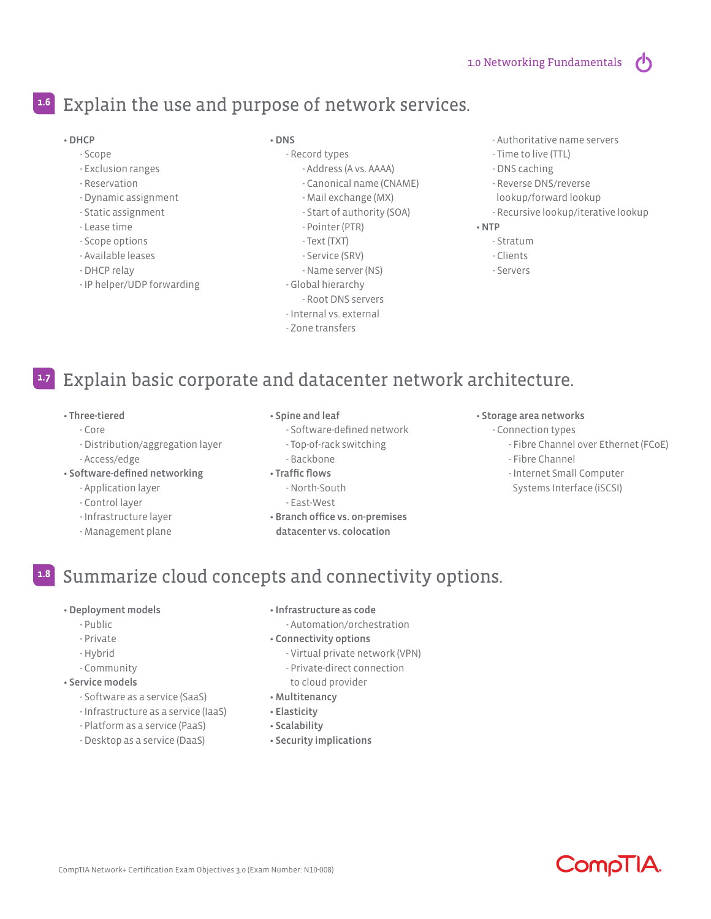## 1.6 Explain the use and purpose of network services.

- **DHCP**
  - Scope
  - Exclusion ranges
  - Reservation
  - Dynamic assignment
  - Static assignment
  - Lease time
  - Scope options
  - Available leases
  - DHCP relay
  - IP helper/UDP forwarding
- **DNS**
  - Record types
    - Address (A vs. AAAA)
    - Canonical name (CNAME)
    - Mail exchange (MX)
    - Start of authority (SOA)
    - Pointer (PTR)
    - Text (TXT)
    - Service (SRV)
    - Name server (NS)
  - Global hierarchy
    - Root DNS servers
  - Internal vs. external
  - Zone transfers
  - Authoritative name servers
  - Time to live (TTL)
  - DNS caching
  - Reverse DNS/reverse lookup/forward lookup
  - Recursive lookup/iterative lookup
- **NTP**
  - Stratum
  - Clients
  - Servers

## 1.7 Explain basic corporate and datacenter network architecture.

- **Three-tiered**
  - Core
  - Distribution/aggregation layer
  - Access/edge
- **Software-defined networking**
  - Application layer
  - Control layer
  - Infrastructure layer
  - Management plane
- **Spine and leaf**
  - Software-defined network
  - Top-of-rack switching
  - Backbone
- **Traffic flows**
  - North-South
  - East-West
- **Branch office vs. on-premises datacenter vs. colocation**
- **Storage area networks**
  - Connection types
    - Fibre Channel over Ethernet (FCoE)
    - Fibre Channel
    - Internet Small Computer Systems Interface (iSCSI)

## 1.8 Summarize cloud concepts and connectivity options.

- **Deployment models**
  - Public
  - Private
  - Hybrid
  - Community
- **Service models**
  - Software as a service (SaaS)
  - Infrastructure as a service (IaaS)
  - Platform as a service (PaaS)
  - Desktop as a service (DaaS)
- **Infrastructure as code**
  - Automation/orchestration
- **Connectivity options**
  - Virtual private network (VPN)
  - Private-direct connection to cloud provider
- **Multitenancy**
- **Elasticity**
- **Scalability**
- **Security implications**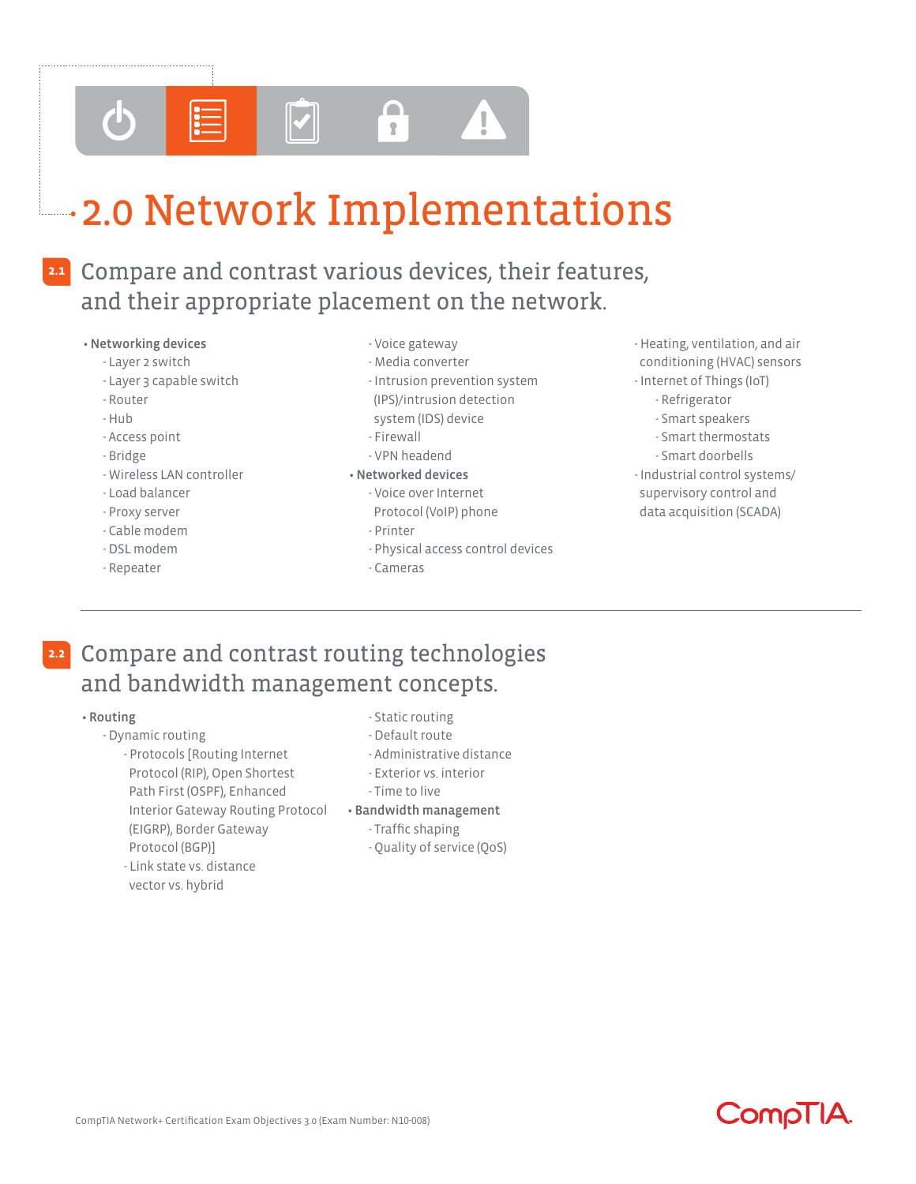# 2.0 Network Implementations

## 2.1 Compare and contrast various devices, their features, and their appropriate placement on the network.

- **Networking devices**
  - Layer 2 switch
  - Layer 3 capable switch
  - Router
  - Hub
  - Access point
  - Bridge
  - Wireless LAN controller
  - Load balancer
  - Proxy server
  - Cable modem
  - DSL modem
  - Repeater
  - Voice gateway
  - Media converter
  - Intrusion prevention system (IPS)/intrusion detection system (IDS) device
  - Firewall
  - VPN headend
- **Networked devices**
  - Voice over Internet Protocol (VoIP) phone
  - Printer
  - Physical access control devices
  - Cameras
  - Heating, ventilation, and air conditioning (HVAC) sensors
  - Internet of Things (IoT)
    - Refrigerator
    - Smart speakers
    - Smart thermostats
    - Smart doorbells
  - Industrial control systems/ supervisory control and data acquisition (SCADA)

## 2.2 Compare and contrast routing technologies and bandwidth management concepts.

- **Routing**
  - Dynamic routing
    - Protocols [Routing Internet Protocol (RIP), Open Shortest Path First (OSPF), Enhanced Interior Gateway Routing Protocol (EIGRP), Border Gateway Protocol (BGP)]
    - Link state vs. distance vector vs. hybrid
  - Static routing
  - Default route
  - Administrative distance
  - Exterior vs. interior
  - Time to live
- **Bandwidth management**
  - Traffic shaping
  - Quality of service (QoS)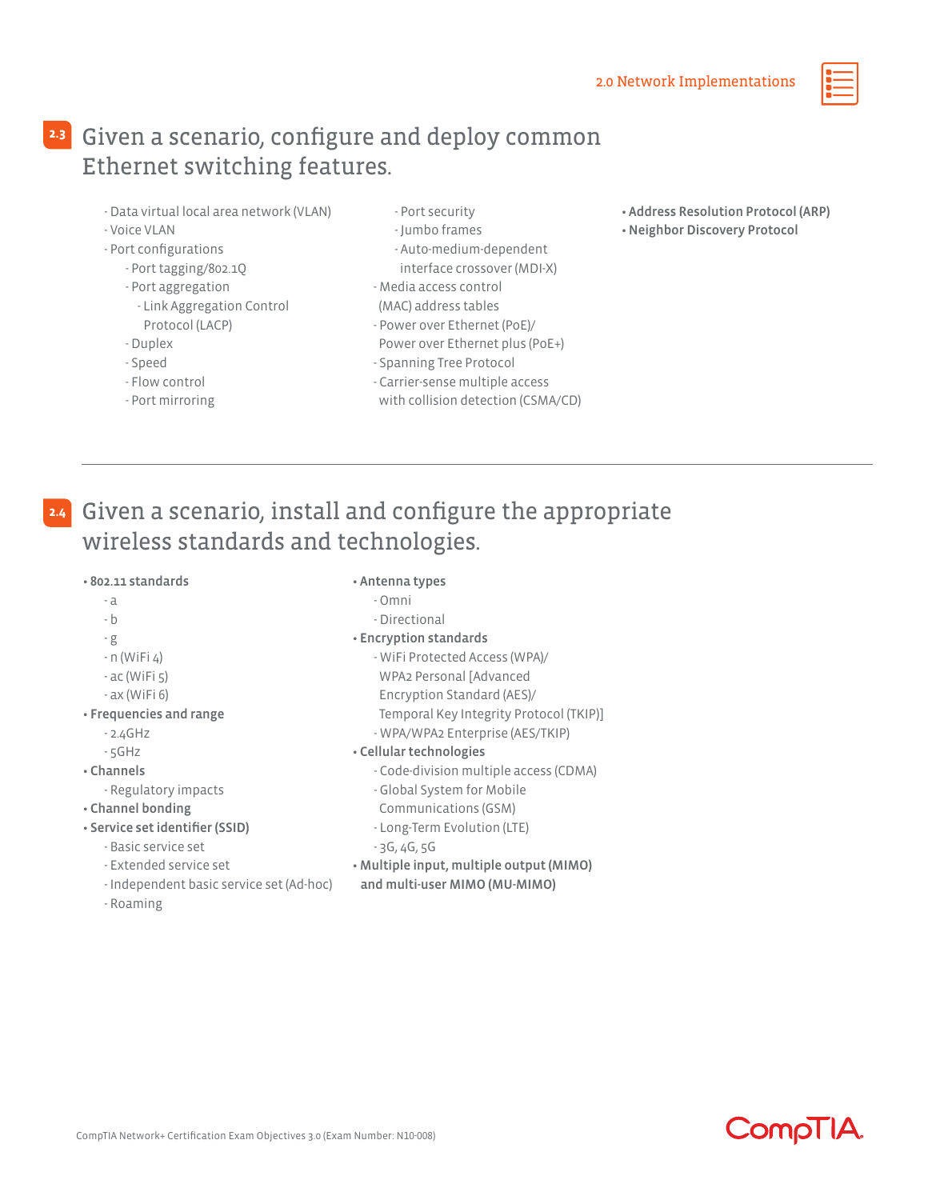## 2.3 Given a scenario, configure and deploy common Ethernet switching features.

- Data virtual local area network (VLAN)
- Voice VLAN
- Port configurations
  - Port tagging/802.1Q
  - Port aggregation
    - Link Aggregation Control Protocol (LACP)
  - Duplex
  - Speed
  - Flow control
  - Port mirroring
  - Port security
  - Jumbo frames
  - Auto-medium-dependent interface crossover (MDI-X)
- Media access control (MAC) address tables
- Power over Ethernet (PoE)/ Power over Ethernet plus (PoE+)
- Spanning Tree Protocol
- Carrier-sense multiple access with collision detection (CSMA/CD)

- **Address Resolution Protocol (ARP)**
- **Neighbor Discovery Protocol**

---

## 2.4 Given a scenario, install and configure the appropriate wireless standards and technologies.

- **802.11 standards**
  - a
  - b
  - g
  - n (WiFi 4)
  - ac (WiFi 5)
  - ax (WiFi 6)
- **Frequencies and range**
  - 2.4GHz
  - 5GHz
- **Channels**
  - Regulatory impacts
- **Channel bonding**
- **Service set identifier (SSID)**
  - Basic service set
  - Extended service set
  - Independent basic service set (Ad-hoc)
  - Roaming
- **Antenna types**
  - Omni
  - Directional
- **Encryption standards**
  - WiFi Protected Access (WPA)/ WPA2 Personal [Advanced Encryption Standard (AES)/ Temporal Key Integrity Protocol (TKIP)]
  - WPA/WPA2 Enterprise (AES/TKIP)
- **Cellular technologies**
  - Code-division multiple access (CDMA)
  - Global System for Mobile Communications (GSM)
  - Long-Term Evolution (LTE)
  - 3G, 4G, 5G
- **Multiple input, multiple output (MIMO) and multi-user MIMO (MU-MIMO)**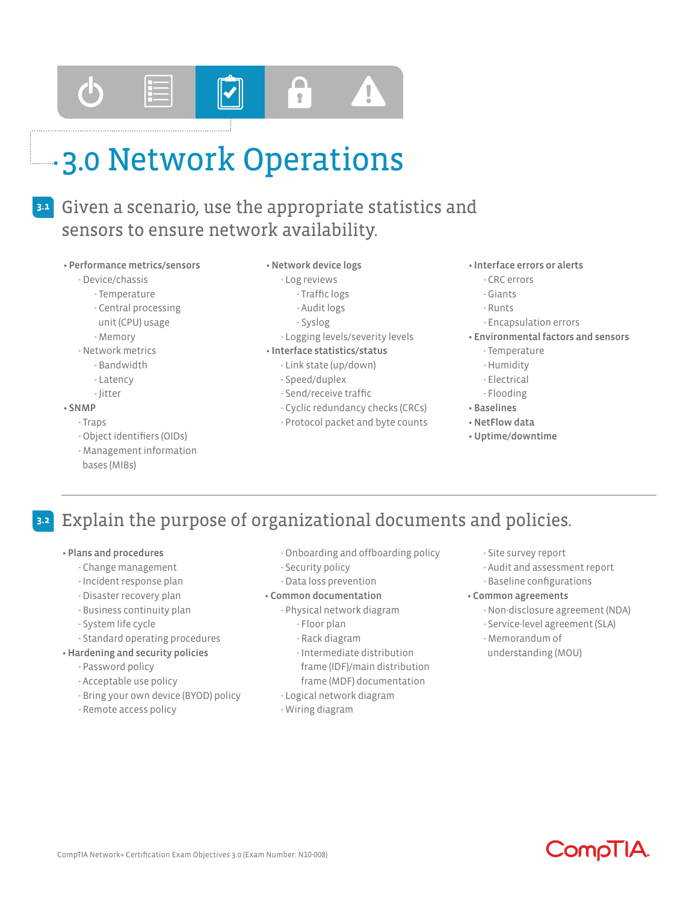# 3.0 Network Operations

## 3.1 Given a scenario, use the appropriate statistics and sensors to ensure network availability.

- **Performance metrics/sensors**
  - Device/chassis
    - Temperature
    - Central processing unit (CPU) usage
    - Memory
  - Network metrics
    - Bandwidth
    - Latency
    - Jitter
- **SNMP**
  - Traps
  - Object identifiers (OIDs)
  - Management information bases (MIBs)
- **Network device logs**
  - Log reviews
    - Traffic logs
    - Audit logs
    - Syslog
  - Logging levels/severity levels
- **Interface statistics/status**
  - Link state (up/down)
  - Speed/duplex
  - Send/receive traffic
  - Cyclic redundancy checks (CRCs)
  - Protocol packet and byte counts
- **Interface errors or alerts**
  - CRC errors
  - Giants
  - Runts
  - Encapsulation errors
- **Environmental factors and sensors**
  - Temperature
  - Humidity
  - Electrical
  - Flooding
- **Baselines**
- **NetFlow data**
- **Uptime/downtime**

## 3.2 Explain the purpose of organizational documents and policies.

- **Plans and procedures**
  - Change management
  - Incident response plan
  - Disaster recovery plan
  - Business continuity plan
  - System life cycle
  - Standard operating procedures
- **Hardening and security policies**
  - Password policy
  - Acceptable use policy
  - Bring your own device (BYOD) policy
  - Remote access policy
  - Onboarding and offboarding policy
  - Security policy
  - Data loss prevention
- **Common documentation**
  - Physical network diagram
    - Floor plan
    - Rack diagram
    - Intermediate distribution frame (IDF)/main distribution frame (MDF) documentation
  - Logical network diagram
  - Wiring diagram
  - Site survey report
  - Audit and assessment report
  - Baseline configurations
- **Common agreements**
  - Non-disclosure agreement (NDA)
  - Service-level agreement (SLA)
  - Memorandum of understanding (MOU)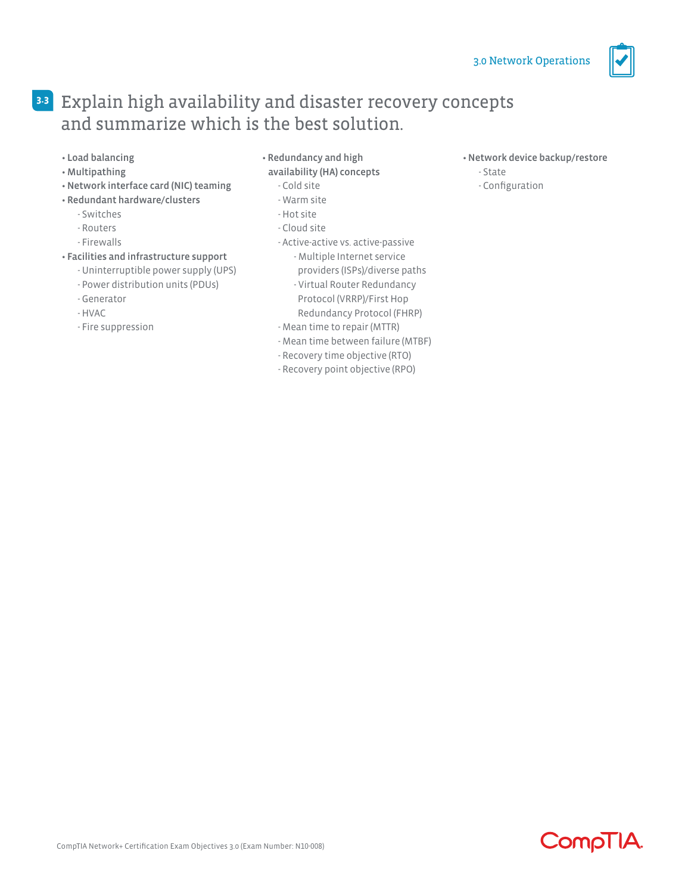## 3.3 Explain high availability and disaster recovery concepts and summarize which is the best solution.

- **Load balancing**
- **Multipathing**
- **Network interface card (NIC) teaming**
- **Redundant hardware/clusters**
  - Switches
  - Routers
  - Firewalls
- **Facilities and infrastructure support**
  - Uninterruptible power supply (UPS)
  - Power distribution units (PDUs)
  - Generator
  - HVAC
  - Fire suppression
- **Redundancy and high availability (HA) concepts**
  - Cold site
  - Warm site
  - Hot site
  - Cloud site
  - Active-active vs. active-passive
    - Multiple Internet service providers (ISPs)/diverse paths
    - Virtual Router Redundancy Protocol (VRRP)/First Hop Redundancy Protocol (FHRP)
  - Mean time to repair (MTTR)
  - Mean time between failure (MTBF)
  - Recovery time objective (RTO)
  - Recovery point objective (RPO)
- **Network device backup/restore**
  - State
  - Configuration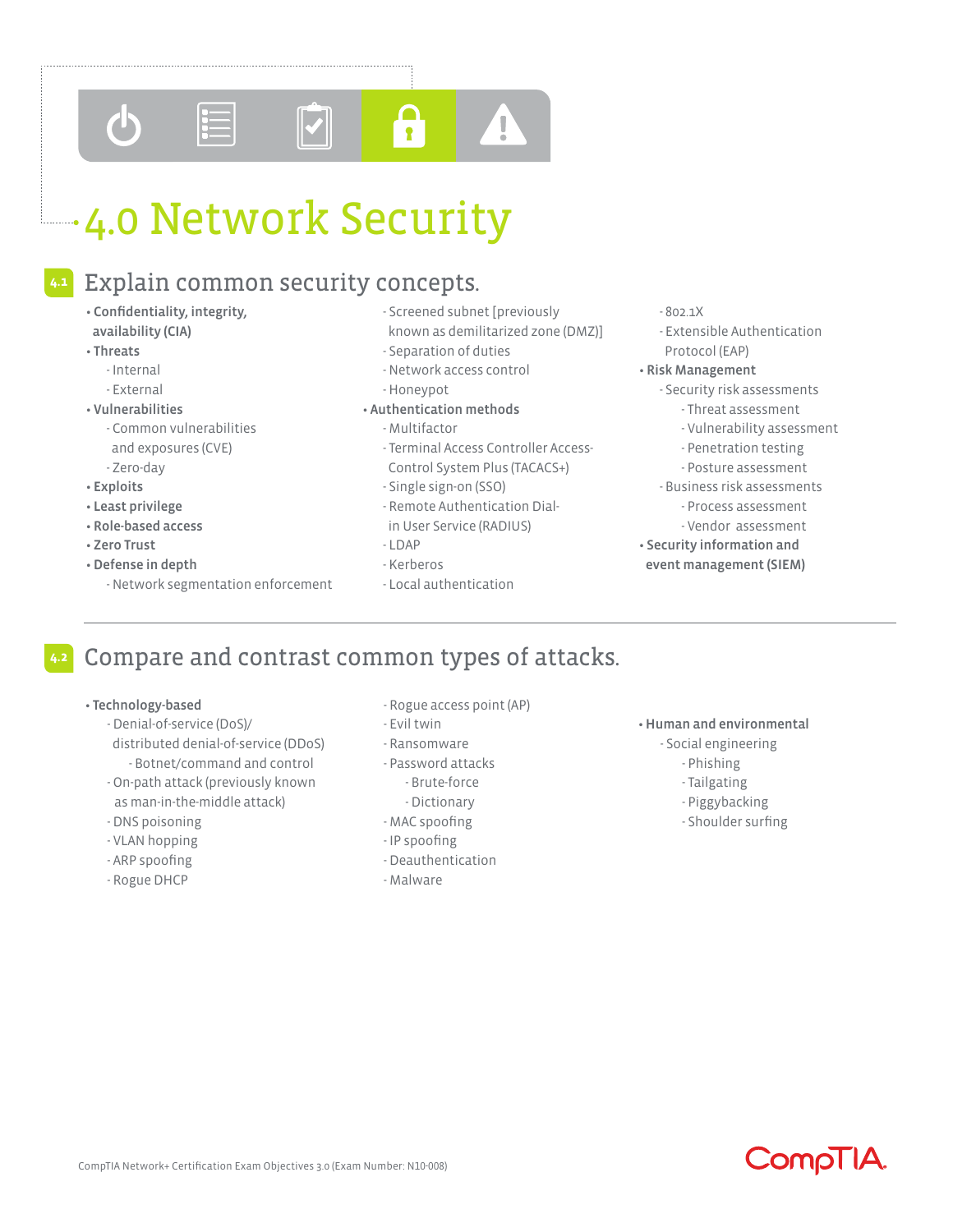# 4.0 Network Security

## 4.1 Explain common security concepts.

- **Confidentiality, integrity, availability (CIA)**
- **Threats**
  - Internal
  - External
- **Vulnerabilities**
  - Common vulnerabilities and exposures (CVE)
  - Zero-day
- **Exploits**
- **Least privilege**
- **Role-based access**
- **Zero Trust**
- **Defense in depth**
  - Network segmentation enforcement
  - Screened subnet [previously known as demilitarized zone (DMZ)]
  - Separation of duties
  - Network access control
  - Honeypot
- **Authentication methods**
  - Multifactor
  - Terminal Access Controller Access-Control System Plus (TACACS+)
  - Single sign-on (SSO)
  - Remote Authentication Dial-in User Service (RADIUS)
  - LDAP
  - Kerberos
  - Local authentication
  - 802.1X
  - Extensible Authentication Protocol (EAP)
- **Risk Management**
  - Security risk assessments
    - Threat assessment
    - Vulnerability assessment
    - Penetration testing
    - Posture assessment
  - Business risk assessments
    - Process assessment
    - Vendor assessment
- **Security information and event management (SIEM)**

## 4.2 Compare and contrast common types of attacks.

- **Technology-based**
  - Denial-of-service (DoS)/ distributed denial-of-service (DDoS)
    - Botnet/command and control
  - On-path attack (previously known as man-in-the-middle attack)
  - DNS poisoning
  - VLAN hopping
  - ARP spoofing
  - Rogue DHCP
  - Rogue access point (AP)
  - Evil twin
  - Ransomware
  - Password attacks
    - Brute-force
    - Dictionary
  - MAC spoofing
  - IP spoofing
  - Deauthentication
  - Malware
- **Human and environmental**
  - Social engineering
    - Phishing
    - Tailgating
    - Piggybacking
    - Shoulder surfing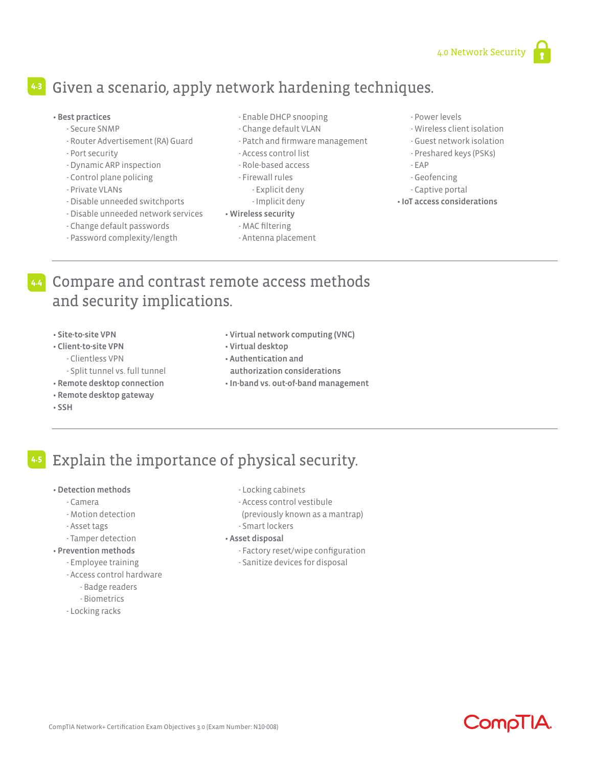## 4.3 Given a scenario, apply network hardening techniques.

- **Best practices**
  - Secure SNMP
  - Router Advertisement (RA) Guard
  - Port security
  - Dynamic ARP inspection
  - Control plane policing
  - Private VLANs
  - Disable unneeded switchports
  - Disable unneeded network services
  - Change default passwords
  - Password complexity/length
  - Enable DHCP snooping
  - Change default VLAN
  - Patch and firmware management
  - Access control list
  - Role-based access
  - Firewall rules
    - Explicit deny
    - Implicit deny
- **Wireless security**
  - MAC filtering
  - Antenna placement
  - Power levels
  - Wireless client isolation
  - Guest network isolation
  - Preshared keys (PSKs)
  - EAP
  - Geofencing
  - Captive portal
- **IoT access considerations**

## 4.4 Compare and contrast remote access methods and security implications.

- **Site-to-site VPN**
- **Client-to-site VPN**
  - Clientless VPN
  - Split tunnel vs. full tunnel
- **Remote desktop connection**
- **Remote desktop gateway**
- **SSH**
- **Virtual network computing (VNC)**
- **Virtual desktop**
- **Authentication and authorization considerations**
- **In-band vs. out-of-band management**

## 4.5 Explain the importance of physical security.

- **Detection methods**
  - Camera
  - Motion detection
  - Asset tags
  - Tamper detection
- **Prevention methods**
  - Employee training
  - Access control hardware
    - Badge readers
    - Biometrics
  - Locking racks
  - Locking cabinets
  - Access control vestibule (previously known as a mantrap)
  - Smart lockers
- **Asset disposal**
  - Factory reset/wipe configuration
  - Sanitize devices for disposal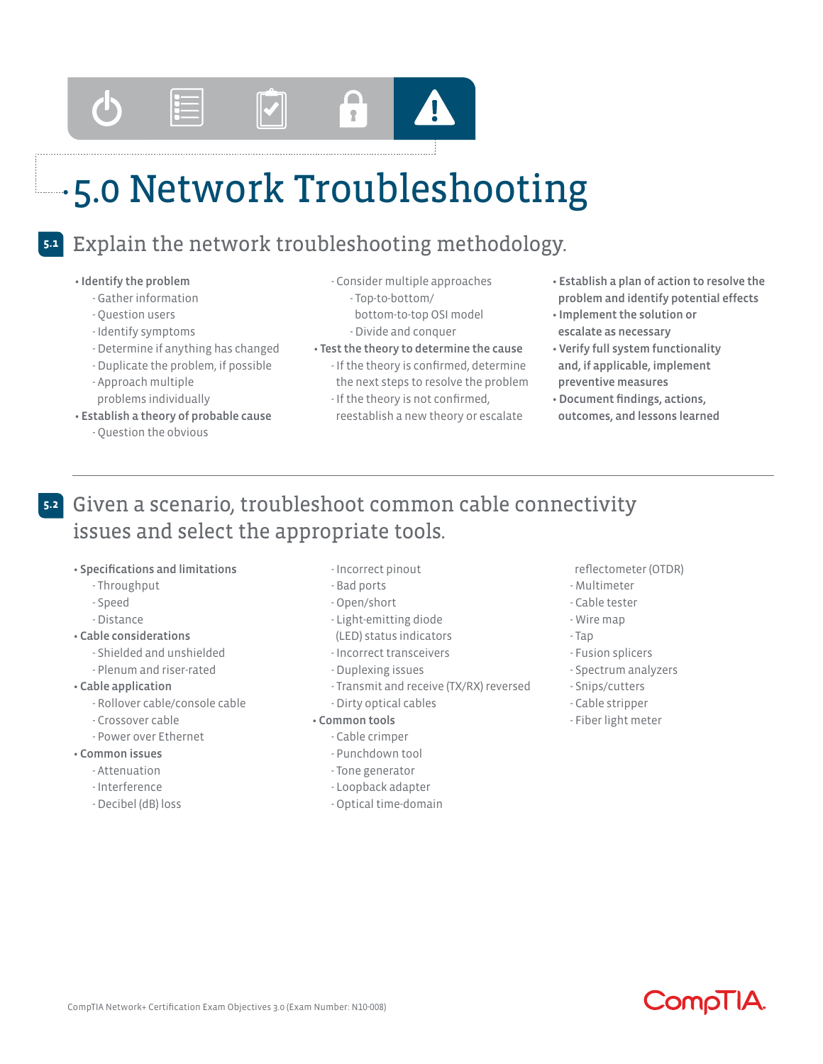# 5.0 Network Troubleshooting

## 5.1 Explain the network troubleshooting methodology.

- **Identify the problem**
  - Gather information
  - Question users
  - Identify symptoms
  - Determine if anything has changed
  - Duplicate the problem, if possible
  - Approach multiple problems individually
- **Establish a theory of probable cause**
  - Question the obvious
  - Consider multiple approaches
    - Top-to-bottom/bottom-to-top OSI model
    - Divide and conquer
- **Test the theory to determine the cause**
  - If the theory is confirmed, determine the next steps to resolve the problem
  - If the theory is not confirmed, reestablish a new theory or escalate
- **Establish a plan of action to resolve the problem and identify potential effects**
- **Implement the solution or escalate as necessary**
- **Verify full system functionality and, if applicable, implement preventive measures**
- **Document findings, actions, outcomes, and lessons learned**

## 5.2 Given a scenario, troubleshoot common cable connectivity issues and select the appropriate tools.

- **Specifications and limitations**
  - Throughput
  - Speed
  - Distance
- **Cable considerations**
  - Shielded and unshielded
  - Plenum and riser-rated
- **Cable application**
  - Rollover cable/console cable
  - Crossover cable
  - Power over Ethernet
- **Common issues**
  - Attenuation
  - Interference
  - Decibel (dB) loss
  - Incorrect pinout
  - Bad ports
  - Open/short
  - Light-emitting diode (LED) status indicators
  - Incorrect transceivers
  - Duplexing issues
  - Transmit and receive (TX/RX) reversed
  - Dirty optical cables
- **Common tools**
  - Cable crimper
  - Punchdown tool
  - Tone generator
  - Loopback adapter
  - Optical time-domain reflectometer (OTDR)
  - Multimeter
  - Cable tester
  - Wire map
  - Tap
  - Fusion splicers
  - Spectrum analyzers
  - Snips/cutters
  - Cable stripper
  - Fiber light meter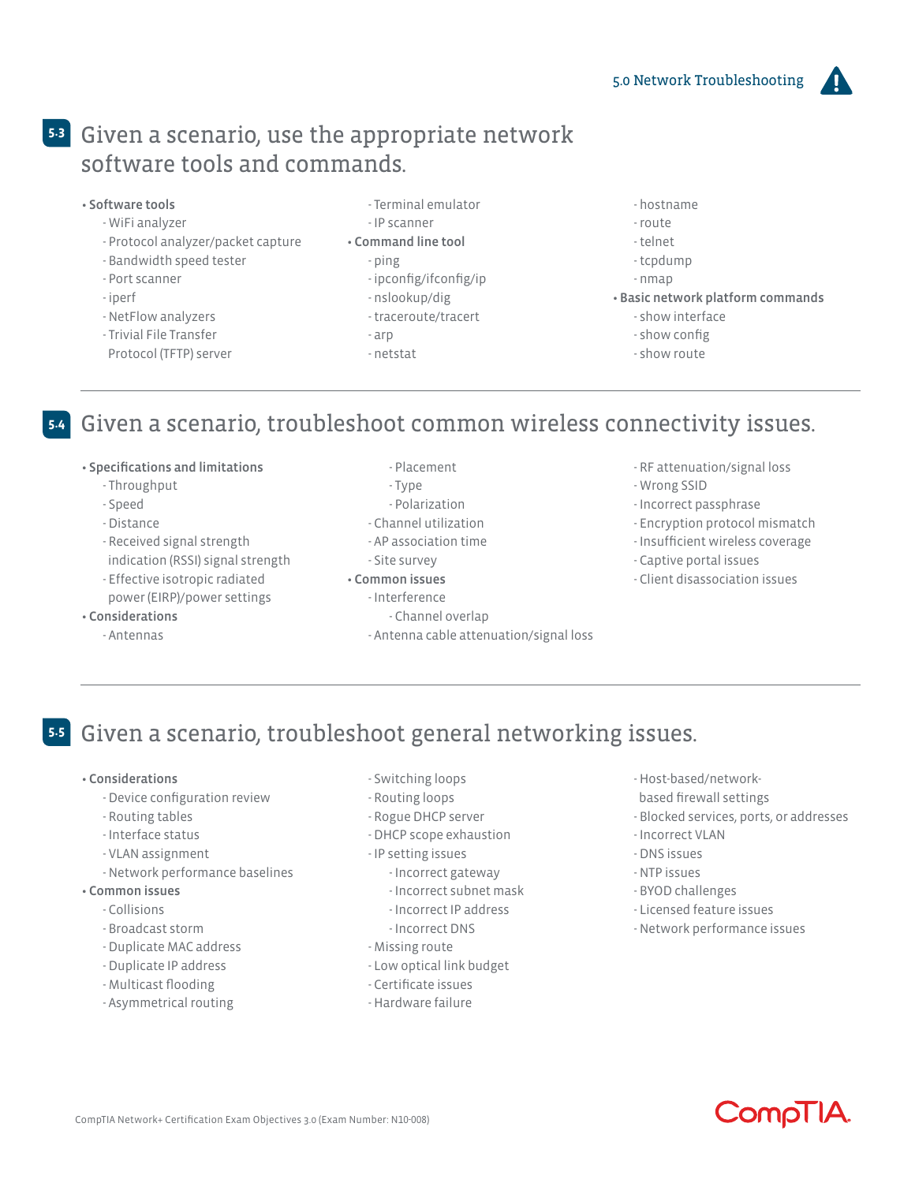## 5.3 Given a scenario, use the appropriate network software tools and commands.

- **Software tools**
  - WiFi analyzer
  - Protocol analyzer/packet capture
  - Bandwidth speed tester
  - Port scanner
  - iperf
  - NetFlow analyzers
  - Trivial File Transfer Protocol (TFTP) server
  - Terminal emulator
  - IP scanner
- **Command line tool**
  - ping
  - ipconfig/ifconfig/ip
  - nslookup/dig
  - traceroute/tracert
  - arp
  - netstat
  - hostname
  - route
  - telnet
  - tcpdump
  - nmap
- **Basic network platform commands**
  - show interface
  - show config
  - show route

## 5.4 Given a scenario, troubleshoot common wireless connectivity issues.

- **Specifications and limitations**
  - Throughput
  - Speed
  - Distance
  - Received signal strength indication (RSSI) signal strength
  - Effective isotropic radiated power (EIRP)/power settings
- **Considerations**
  - Antennas
    - Placement
    - Type
    - Polarization
  - Channel utilization
  - AP association time
  - Site survey
- **Common issues**
  - Interference
    - Channel overlap
  - Antenna cable attenuation/signal loss
  - RF attenuation/signal loss
  - Wrong SSID
  - Incorrect passphrase
  - Encryption protocol mismatch
  - Insufficient wireless coverage
  - Captive portal issues
  - Client disassociation issues

## 5.5 Given a scenario, troubleshoot general networking issues.

- **Considerations**
  - Device configuration review
  - Routing tables
  - Interface status
  - VLAN assignment
  - Network performance baselines
- **Common issues**
  - Collisions
  - Broadcast storm
  - Duplicate MAC address
  - Duplicate IP address
  - Multicast flooding
  - Asymmetrical routing
  - Switching loops
  - Routing loops
  - Rogue DHCP server
  - DHCP scope exhaustion
  - IP setting issues
    - Incorrect gateway
    - Incorrect subnet mask
    - Incorrect IP address
    - Incorrect DNS
  - Missing route
  - Low optical link budget
  - Certificate issues
  - Hardware failure
  - Host-based/network-based firewall settings
  - Blocked services, ports, or addresses
  - Incorrect VLAN
  - DNS issues
  - NTP issues
  - BYOD challenges
  - Licensed feature issues
  - Network performance issues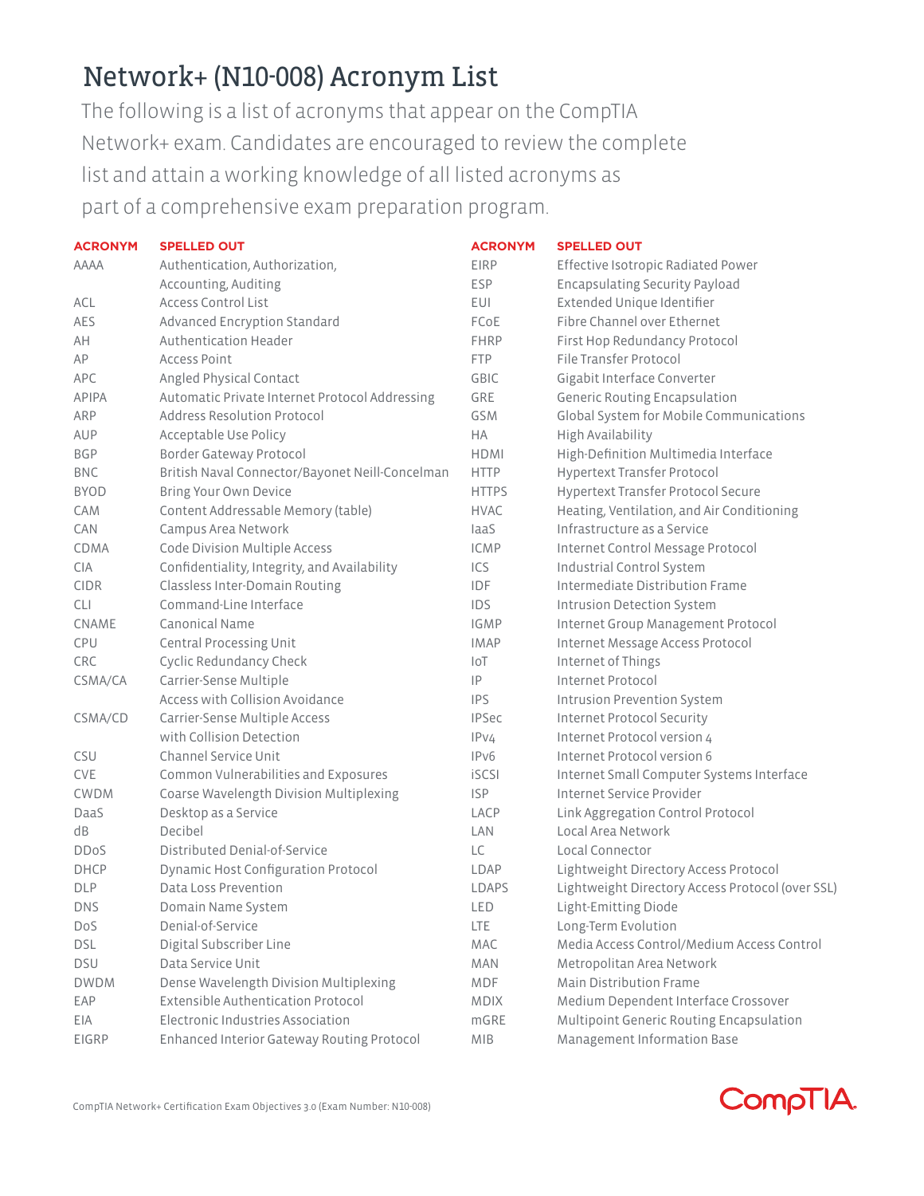# Network+ (N10-008) Acronym List

The following is a list of acronyms that appear on the CompTIA Network+ exam. Candidates are encouraged to review the complete list and attain a working knowledge of all listed acronyms as part of a comprehensive exam preparation program.

| ACRONYM | SPELLED OUT |
|---|---|
| AAAA | Authentication, Authorization, Accounting, Auditing |
| ACL | Access Control List |
| AES | Advanced Encryption Standard |
| AH | Authentication Header |
| AP | Access Point |
| APC | Angled Physical Contact |
| APIPA | Automatic Private Internet Protocol Addressing |
| ARP | Address Resolution Protocol |
| AUP | Acceptable Use Policy |
| BGP | Border Gateway Protocol |
| BNC | British Naval Connector/Bayonet Neill-Concelman |
| BYOD | Bring Your Own Device |
| CAM | Content Addressable Memory (table) |
| CAN | Campus Area Network |
| CDMA | Code Division Multiple Access |
| CIA | Confidentiality, Integrity, and Availability |
| CIDR | Classless Inter-Domain Routing |
| CLI | Command-Line Interface |
| CNAME | Canonical Name |
| CPU | Central Processing Unit |
| CRC | Cyclic Redundancy Check |
| CSMA/CA | Carrier-Sense Multiple Access with Collision Avoidance |
| CSMA/CD | Carrier-Sense Multiple Access with Collision Detection |
| CSU | Channel Service Unit |
| CVE | Common Vulnerabilities and Exposures |
| CWDM | Coarse Wavelength Division Multiplexing |
| DaaS | Desktop as a Service |
| dB | Decibel |
| DDoS | Distributed Denial-of-Service |
| DHCP | Dynamic Host Configuration Protocol |
| DLP | Data Loss Prevention |
| DNS | Domain Name System |
| DoS | Denial-of-Service |
| DSL | Digital Subscriber Line |
| DSU | Data Service Unit |
| DWDM | Dense Wavelength Division Multiplexing |
| EAP | Extensible Authentication Protocol |
| EIA | Electronic Industries Association |
| EIGRP | Enhanced Interior Gateway Routing Protocol |
| EIRP | Effective Isotropic Radiated Power |
| ESP | Encapsulating Security Payload |
| EUI | Extended Unique Identifier |
| FCoE | Fibre Channel over Ethernet |
| FHRP | First Hop Redundancy Protocol |
| FTP | File Transfer Protocol |
| GBIC | Gigabit Interface Converter |
| GRE | Generic Routing Encapsulation |
| GSM | Global System for Mobile Communications |
| HA | High Availability |
| HDMI | High-Definition Multimedia Interface |
| HTTP | Hypertext Transfer Protocol |
| HTTPS | Hypertext Transfer Protocol Secure |
| HVAC | Heating, Ventilation, and Air Conditioning |
| IaaS | Infrastructure as a Service |
| ICMP | Internet Control Message Protocol |
| ICS | Industrial Control System |
| IDF | Intermediate Distribution Frame |
| IDS | Intrusion Detection System |
| IGMP | Internet Group Management Protocol |
| IMAP | Internet Message Access Protocol |
| IoT | Internet of Things |
| IP | Internet Protocol |
| IPS | Intrusion Prevention System |
| IPSec | Internet Protocol Security |
| IPv4 | Internet Protocol version 4 |
| IPv6 | Internet Protocol version 6 |
| iSCSI | Internet Small Computer Systems Interface |
| ISP | Internet Service Provider |
| LACP | Link Aggregation Control Protocol |
| LAN | Local Area Network |
| LC | Local Connector |
| LDAP | Lightweight Directory Access Protocol |
| LDAPS | Lightweight Directory Access Protocol (over SSL) |
| LED | Light-Emitting Diode |
| LTE | Long-Term Evolution |
| MAC | Media Access Control/Medium Access Control |
| MAN | Metropolitan Area Network |
| MDF | Main Distribution Frame |
| MDIX | Medium Dependent Interface Crossover |
| mGRE | Multipoint Generic Routing Encapsulation |
| MIB | Management Information Base |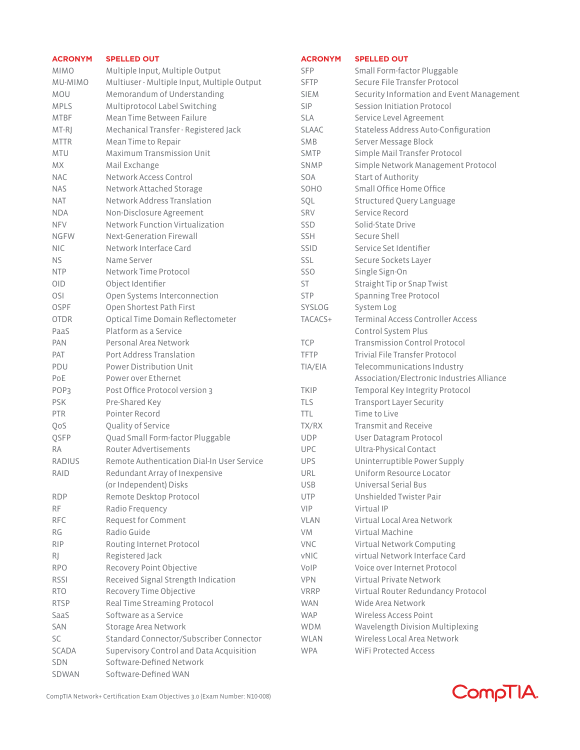| ACRONYM | SPELLED OUT |
|---|---|
| MIMO | Multiple Input, Multiple Output |
| MU-MIMO | Multiuser - Multiple Input, Multiple Output |
| MOU | Memorandum of Understanding |
| MPLS | Multiprotocol Label Switching |
| MTBF | Mean Time Between Failure |
| MT-RJ | Mechanical Transfer - Registered Jack |
| MTTR | Mean Time to Repair |
| MTU | Maximum Transmission Unit |
| MX | Mail Exchange |
| NAC | Network Access Control |
| NAS | Network Attached Storage |
| NAT | Network Address Translation |
| NDA | Non-Disclosure Agreement |
| NFV | Network Function Virtualization |
| NGFW | Next-Generation Firewall |
| NIC | Network Interface Card |
| NS | Name Server |
| NTP | Network Time Protocol |
| OID | Object Identifier |
| OSI | Open Systems Interconnection |
| OSPF | Open Shortest Path First |
| OTDR | Optical Time Domain Reflectometer |
| PaaS | Platform as a Service |
| PAN | Personal Area Network |
| PAT | Port Address Translation |
| PDU | Power Distribution Unit |
| PoE | Power over Ethernet |
| POP3 | Post Office Protocol version 3 |
| PSK | Pre-Shared Key |
| PTR | Pointer Record |
| QoS | Quality of Service |
| QSFP | Quad Small Form-factor Pluggable |
| RA | Router Advertisements |
| RADIUS | Remote Authentication Dial-In User Service |
| RAID | Redundant Array of Inexpensive (or Independent) Disks |
| RDP | Remote Desktop Protocol |
| RF | Radio Frequency |
| RFC | Request for Comment |
| RG | Radio Guide |
| RIP | Routing Internet Protocol |
| RJ | Registered Jack |
| RPO | Recovery Point Objective |
| RSSI | Received Signal Strength Indication |
| RTO | Recovery Time Objective |
| RTSP | Real Time Streaming Protocol |
| SaaS | Software as a Service |
| SAN | Storage Area Network |
| SC | Standard Connector/Subscriber Connector |
| SCADA | Supervisory Control and Data Acquisition |
| SDN | Software-Defined Network |
| SDWAN | Software-Defined WAN |

| ACRONYM | SPELLED OUT |
|---|---|
| SFP | Small Form-factor Pluggable |
| SFTP | Secure File Transfer Protocol |
| SIEM | Security Information and Event Management |
| SIP | Session Initiation Protocol |
| SLA | Service Level Agreement |
| SLAAC | Stateless Address Auto-Configuration |
| SMB | Server Message Block |
| SMTP | Simple Mail Transfer Protocol |
| SNMP | Simple Network Management Protocol |
| SOA | Start of Authority |
| SOHO | Small Office Home Office |
| SQL | Structured Query Language |
| SRV | Service Record |
| SSD | Solid-State Drive |
| SSH | Secure Shell |
| SSID | Service Set Identifier |
| SSL | Secure Sockets Layer |
| SSO | Single Sign-On |
| ST | Straight Tip or Snap Twist |
| STP | Spanning Tree Protocol |
| SYSLOG | System Log |
| TACACS+ | Terminal Access Controller Access Control System Plus |
| TCP | Transmission Control Protocol |
| TFTP | Trivial File Transfer Protocol |
| TIA/EIA | Telecommunications Industry Association/Electronic Industries Alliance |
| TKIP | Temporal Key Integrity Protocol |
| TLS | Transport Layer Security |
| TTL | Time to Live |
| TX/RX | Transmit and Receive |
| UDP | User Datagram Protocol |
| UPC | Ultra-Physical Contact |
| UPS | Uninterruptible Power Supply |
| URL | Uniform Resource Locator |
| USB | Universal Serial Bus |
| UTP | Unshielded Twister Pair |
| VIP | Virtual IP |
| VLAN | Virtual Local Area Network |
| VM | Virtual Machine |
| VNC | Virtual Network Computing |
| vNIC | virtual Network Interface Card |
| VoIP | Voice over Internet Protocol |
| VPN | Virtual Private Network |
| VRRP | Virtual Router Redundancy Protocol |
| WAN | Wide Area Network |
| WAP | Wireless Access Point |
| WDM | Wavelength Division Multiplexing |
| WLAN | Wireless Local Area Network |
| WPA | WiFi Protected Access |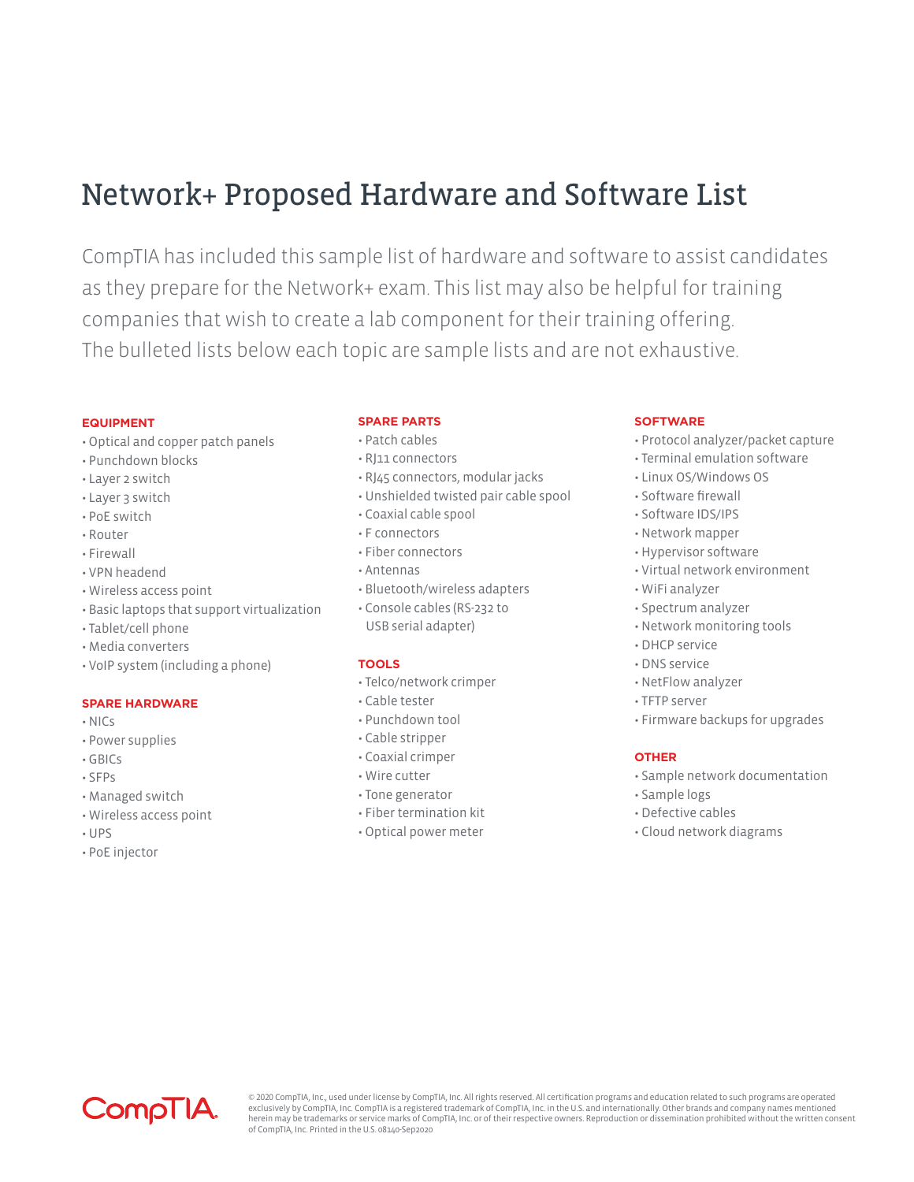# Network+ Proposed Hardware and Software List

CompTIA has included this sample list of hardware and software to assist candidates as they prepare for the Network+ exam. This list may also be helpful for training companies that wish to create a lab component for their training offering. The bulleted lists below each topic are sample lists and are not exhaustive.

**EQUIPMENT**

- Optical and copper patch panels
- Punchdown blocks
- Layer 2 switch
- Layer 3 switch
- PoE switch
- Router
- Firewall
- VPN headend
- Wireless access point
- Basic laptops that support virtualization
- Tablet/cell phone
- Media converters
- VoIP system (including a phone)

**SPARE HARDWARE**

- NICs
- Power supplies
- GBICs
- SFPs
- Managed switch
- Wireless access point
- UPS
- PoE injector

**SPARE PARTS**

- Patch cables
- RJ11 connectors
- RJ45 connectors, modular jacks
- Unshielded twisted pair cable spool
- Coaxial cable spool
- F connectors
- Fiber connectors
- Antennas
- Bluetooth/wireless adapters
- Console cables (RS-232 to USB serial adapter)

**TOOLS**

- Telco/network crimper
- Cable tester
- Punchdown tool
- Cable stripper
- Coaxial crimper
- Wire cutter
- Tone generator
- Fiber termination kit
- Optical power meter

**SOFTWARE**

- Protocol analyzer/packet capture
- Terminal emulation software
- Linux OS/Windows OS
- Software firewall
- Software IDS/IPS
- Network mapper
- Hypervisor software
- Virtual network environment
- WiFi analyzer
- Spectrum analyzer
- Network monitoring tools
- DHCP service
- DNS service
- NetFlow analyzer
- TFTP server
- Firmware backups for upgrades

**OTHER**

- Sample network documentation
- Sample logs
- Defective cables
- Cloud network diagrams

© 2020 CompTIA, Inc., used under license by CompTIA, Inc. All rights reserved. All certification programs and education related to such programs are operated exclusively by CompTIA, Inc. CompTIA is a registered trademark of CompTIA, Inc. in the U.S. and internationally. Other brands and company names mentioned herein may be trademarks or service marks of CompTIA, Inc. or of their respective owners. Reproduction or dissemination prohibited without the written consent of CompTIA, Inc. Printed in the U.S. 08140-Sep2020